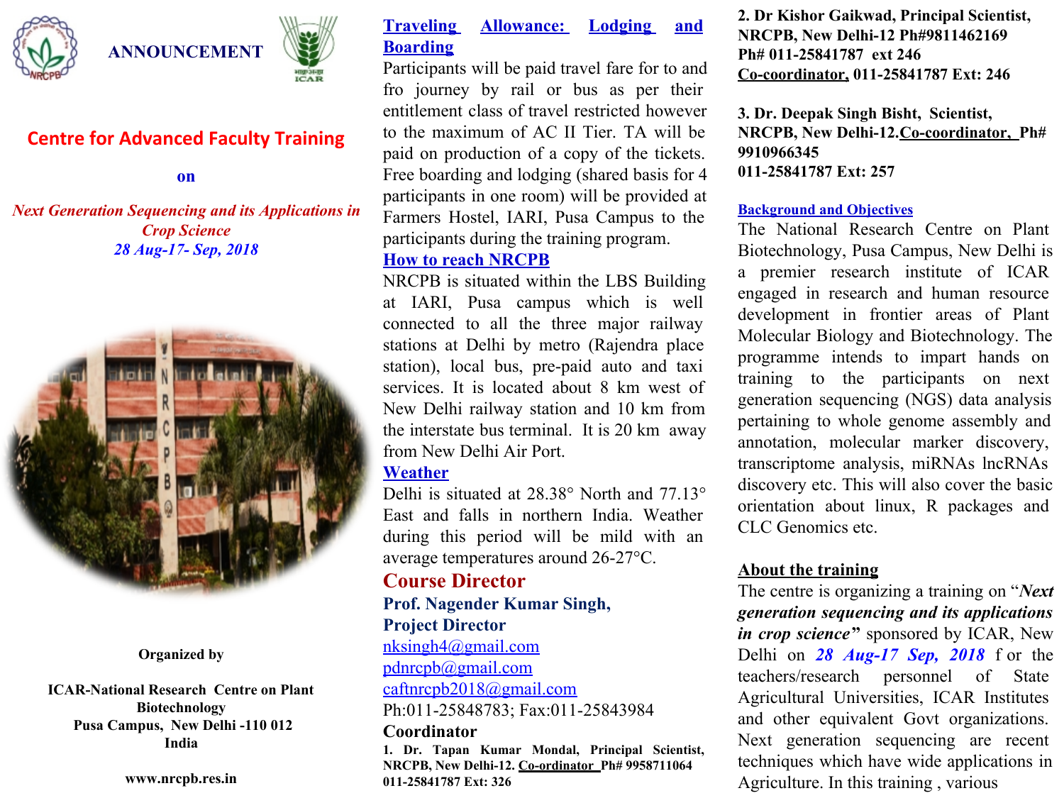ANNOUNCEMENT

# Centre for Advanced Faculty Training

**on**

***Next Generation Sequencing and its Applications in Crop Science***

***28 Aug-17- Sep, 2018***

**Organized by**

**ICAR-National Research Centre on Plant Biotechnology**
**Pusa Campus, New Delhi -110 012**
**India**

**www.nrcpb.res.in**

## Traveling Allowance: Lodging and Boarding

Participants will be paid travel fare for to and fro journey by rail or bus as per their entitlement class of travel restricted however to the maximum of AC II Tier. TA will be paid on production of a copy of the tickets. Free boarding and lodging (shared basis for 4 participants in one room) will be provided at Farmers Hostel, IARI, Pusa Campus to the participants during the training program.

## How to reach NRCPB

NRCPB is situated within the LBS Building at IARI, Pusa campus which is well connected to all the three major railway stations at Delhi by metro (Rajendra place station), local bus, pre-paid auto and taxi services. It is located about 8 km west of New Delhi railway station and 10 km from the interstate bus terminal. It is 20 km away from New Delhi Air Port.

## Weather

Delhi is situated at 28.38° North and 77.13° East and falls in northern India. Weather during this period will be mild with an average temperatures around 26-27°C.

## Course Director

**Prof. Nagender Kumar Singh,**
**Project Director**
nksingh4@gmail.com
pdnrcpb@gmail.com
caftnrcpb2018@gmail.com
Ph:011-25848783; Fax:011-25843984

## Coordinator

**1. Dr. Tapan Kumar Mondal, Principal Scientist, NRCPB, New Delhi-12. Co-ordinator Ph# 9958711064 011-25841787 Ext: 326**

**2. Dr Kishor Gaikwad, Principal Scientist, NRCPB, New Delhi-12 Ph#9811462169 Ph# 011-25841787 ext 246 Co-coordinator, 011-25841787 Ext: 246**

**3. Dr. Deepak Singh Bisht, Scientist, NRCPB, New Delhi-12.Co-coordinator, Ph# 9910966345 011-25841787 Ext: 257**

## Background and Objectives

The National Research Centre on Plant Biotechnology, Pusa Campus, New Delhi is a premier research institute of ICAR engaged in research and human resource development in frontier areas of Plant Molecular Biology and Biotechnology. The programme intends to impart hands on training to the participants on next generation sequencing (NGS) data analysis pertaining to whole genome assembly and annotation, molecular marker discovery, transcriptome analysis, miRNAs lncRNAs discovery etc. This will also cover the basic orientation about linux, R packages and CLC Genomics etc.

## About the training

The centre is organizing a training on "***Next generation sequencing and its applications in crop science***" sponsored by ICAR, New Delhi on ***28 Aug-17 Sep, 2018*** for the teachers/research personnel of State Agricultural Universities, ICAR Institutes and other equivalent Govt organizations. Next generation sequencing are recent techniques which have wide applications in Agriculture. In this training , various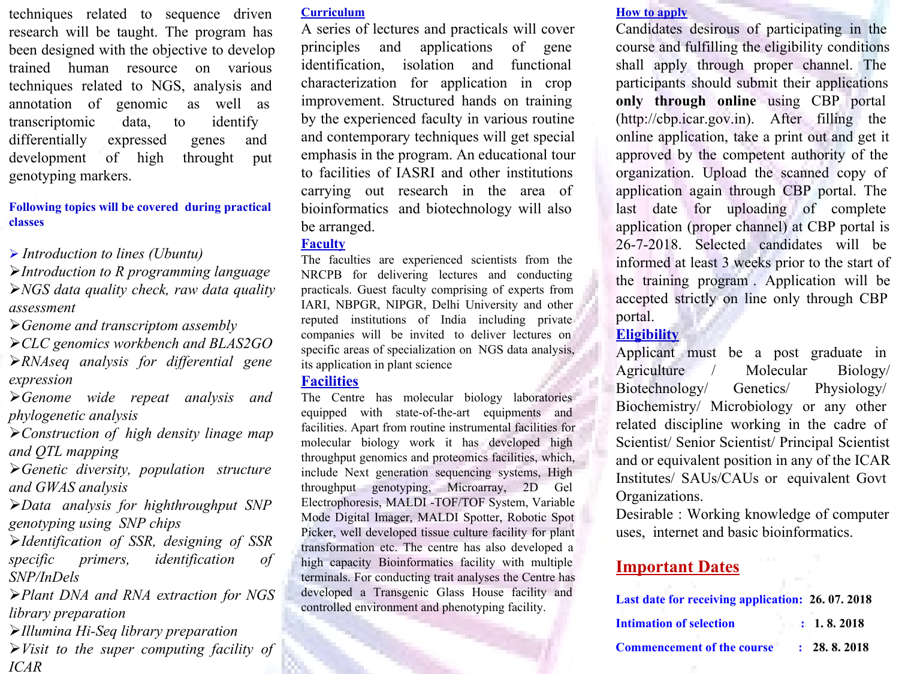techniques related to sequence driven research will be taught. The program has been designed with the objective to develop trained human resource on various techniques related to NGS, analysis and annotation of genomic as well as transcriptomic data, to identify differentially expressed genes and development of high throught put genotyping markers.

**Following topics will be covered during practical classes**

- *Introduction to lines (Ubuntu)*
- *Introduction to R programming language*
- *NGS data quality check, raw data quality assessment*
- *Genome and transcriptom assembly*
- *CLC genomics workbench and BLAS2GO*
- *RNAseq analysis for differential gene expression*
- *Genome wide repeat analysis and phylogenetic analysis*
- *Construction of high density linage map and QTL mapping*
- *Genetic diversity, population structure and GWAS analysis*
- *Data analysis for highthroughput SNP genotyping using SNP chips*
- *Identification of SSR, designing of SSR specific primers, identification of SNP/InDels*
- *Plant DNA and RNA extraction for NGS library preparation*
- *Illumina Hi-Seq library preparation*
- *Visit to the super computing facility of ICAR*

## Curriculum

A series of lectures and practicals will cover principles and applications of gene identification, isolation and functional characterization for application in crop improvement. Structured hands on training by the experienced faculty in various routine and contemporary techniques will get special emphasis in the program. An educational tour to facilities of IASRI and other institutions carrying out research in the area of bioinformatics and biotechnology will also be arranged.

## Faculty

The faculties are experienced scientists from the NRCPB for delivering lectures and conducting practicals. Guest faculty comprising of experts from IARI, NBPGR, NIPGR, Delhi University and other reputed institutions of India including private companies will be invited to deliver lectures on specific areas of specialization on NGS data analysis, its application in plant science

## Facilities

The Centre has molecular biology laboratories equipped with state-of-the-art equipments and facilities. Apart from routine instrumental facilities for molecular biology work it has developed high throughput genomics and proteomics facilities, which, include Next generation sequencing systems, High throughput genotyping, Microarray, 2D Gel Electrophoresis, MALDI -TOF/TOF System, Variable Mode Digital Imager, MALDI Spotter, Robotic Spot Picker, well developed tissue culture facility for plant transformation etc. The centre has also developed a high capacity Bioinformatics facility with multiple terminals. For conducting trait analyses the Centre has developed a Transgenic Glass House facility and controlled environment and phenotyping facility.

## How to apply

Candidates desirous of participating in the course and fulfilling the eligibility conditions shall apply through proper channel. The participants should submit their applications **only through online** using CBP portal (http://cbp.icar.gov.in). After filling the online application, take a print out and get it approved by the competent authority of the organization. Upload the scanned copy of application again through CBP portal. The last date for uploading of complete application (proper channel) at CBP portal is 26-7-2018. Selected candidates will be informed at least 3 weeks prior to the start of the training program . Application will be accepted strictly on line only through CBP portal.

## Eligibility

Applicant must be a post graduate in Agriculture / Molecular Biology/ Biotechnology/ Genetics/ Physiology/ Biochemistry/ Microbiology or any other related discipline working in the cadre of Scientist/ Senior Scientist/ Principal Scientist and or equivalent position in any of the ICAR Institutes/ SAUs/CAUs or equivalent Govt Organizations.

Desirable : Working knowledge of computer uses, internet and basic bioinformatics.

## Important Dates

**Last date for receiving application: 26. 07. 2018**

**Intimation of selection : 1. 8. 2018**

**Commencement of the course : 28. 8. 2018**